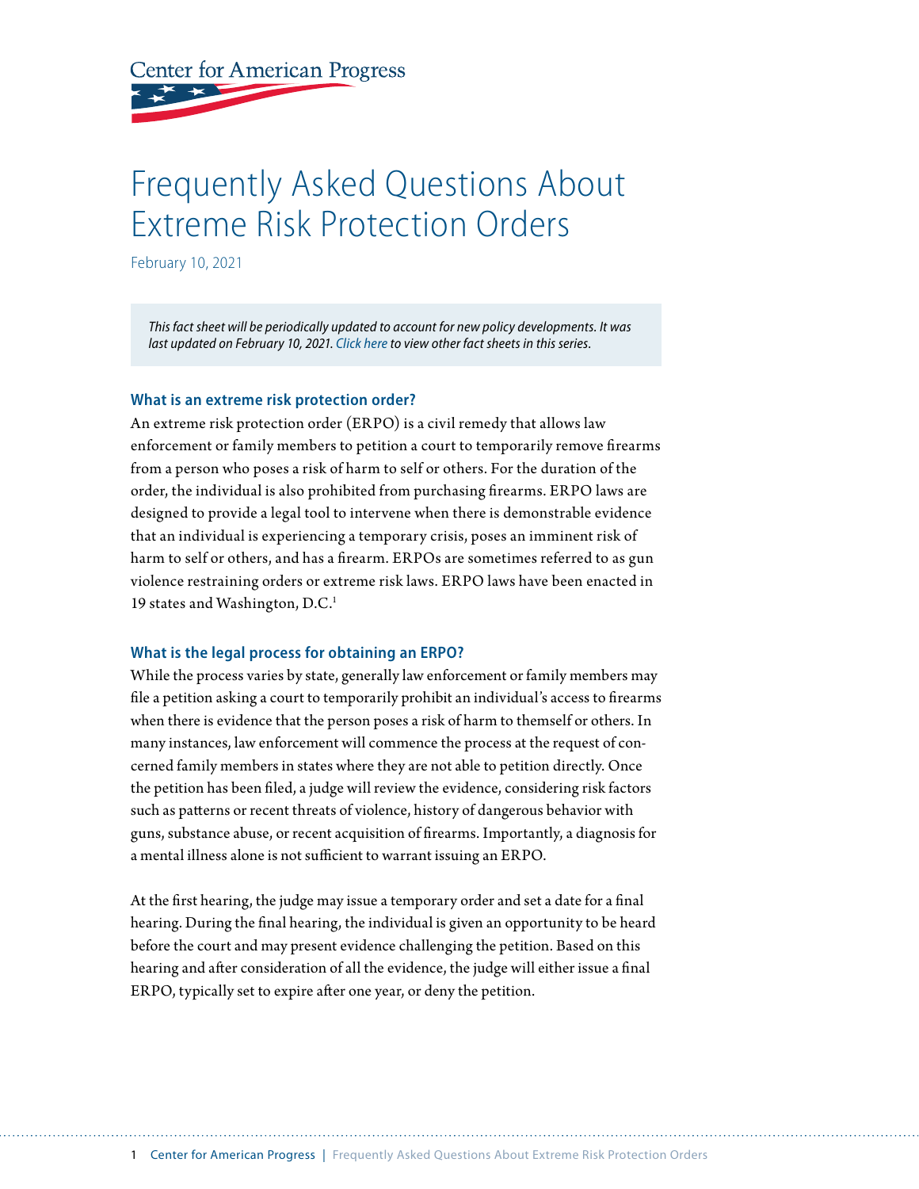Center for American Progress

# Frequently Asked Questions About Extreme Risk Protection Orders

February 10, 2021

*This fact sheet will be periodically updated to account for new policy developments. It was last updated on February 10, 2021. Click here to view other fact sheets in this series.*

### What is an extreme risk protection order?

An extreme risk protection order (ERPO) is a civil remedy that allows law enforcement or family members to petition a court to temporarily remove firearms from a person who poses a risk of harm to self or others. For the duration of the order, the individual is also prohibited from purchasing firearms. ERPO laws are designed to provide a legal tool to intervene when there is demonstrable evidence that an individual is experiencing a temporary crisis, poses an imminent risk of harm to self or others, and has a firearm. ERPOs are sometimes referred to as gun violence restraining orders or extreme risk laws. ERPO laws have been enacted in 19 states and Washington, D.C.[1]

### What is the legal process for obtaining an ERPO?

While the process varies by state, generally law enforcement or family members may file a petition asking a court to temporarily prohibit an individual's access to firearms when there is evidence that the person poses a risk of harm to themself or others. In many instances, law enforcement will commence the process at the request of concerned family members in states where they are not able to petition directly. Once the petition has been filed, a judge will review the evidence, considering risk factors such as patterns or recent threats of violence, history of dangerous behavior with guns, substance abuse, or recent acquisition of firearms. Importantly, a diagnosis for a mental illness alone is not sufficient to warrant issuing an ERPO.

At the first hearing, the judge may issue a temporary order and set a date for a final hearing. During the final hearing, the individual is given an opportunity to be heard before the court and may present evidence challenging the petition. Based on this hearing and after consideration of all the evidence, the judge will either issue a final ERPO, typically set to expire after one year, or deny the petition.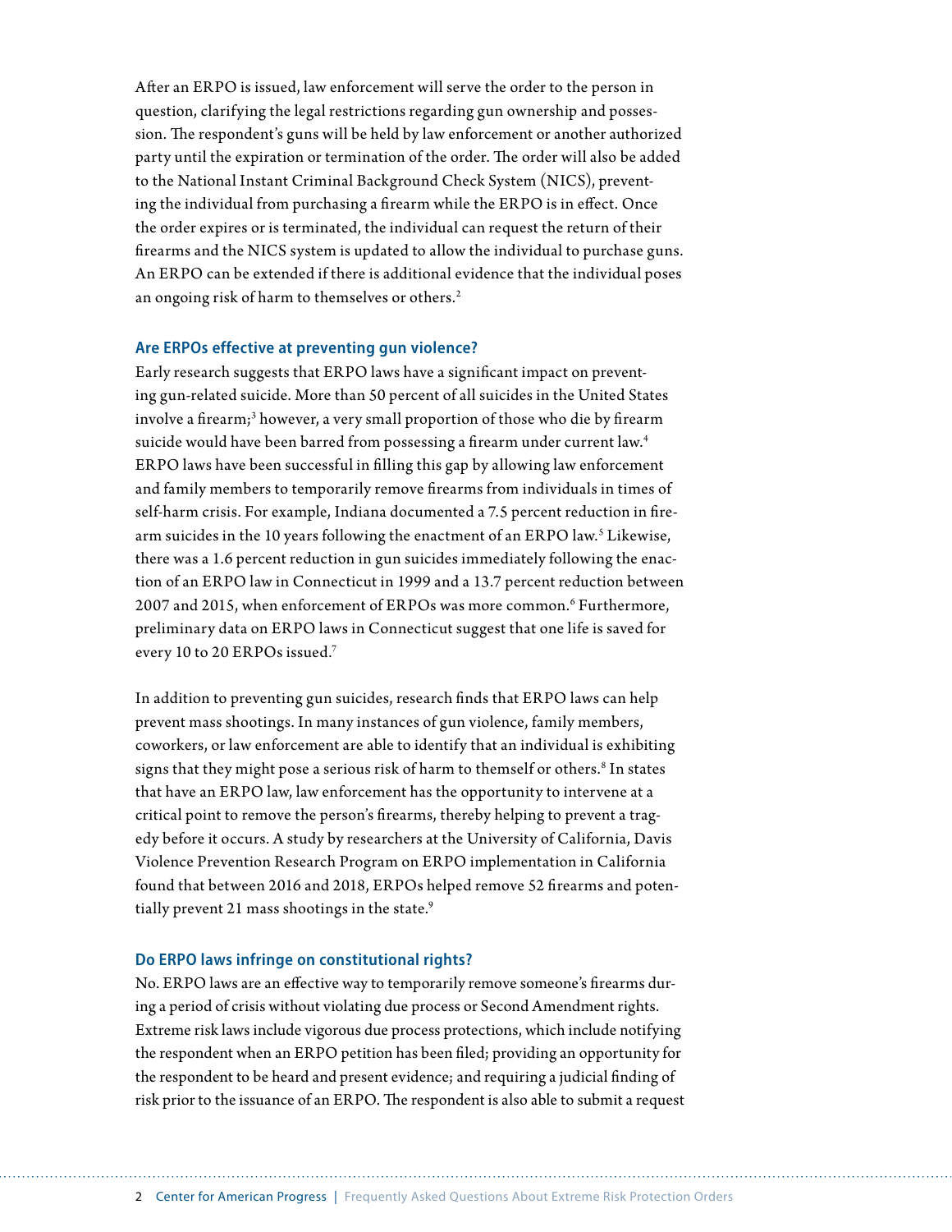After an ERPO is issued, law enforcement will serve the order to the person in question, clarifying the legal restrictions regarding gun ownership and possession. The respondent's guns will be held by law enforcement or another authorized party until the expiration or termination of the order. The order will also be added to the National Instant Criminal Background Check System (NICS), preventing the individual from purchasing a firearm while the ERPO is in effect. Once the order expires or is terminated, the individual can request the return of their firearms and the NICS system is updated to allow the individual to purchase guns. An ERPO can be extended if there is additional evidence that the individual poses an ongoing risk of harm to themselves or others.[2]

### Are ERPOs effective at preventing gun violence?

Early research suggests that ERPO laws have a significant impact on preventing gun-related suicide. More than 50 percent of all suicides in the United States involve a firearm;[3] however, a very small proportion of those who die by firearm suicide would have been barred from possessing a firearm under current law.[4] ERPO laws have been successful in filling this gap by allowing law enforcement and family members to temporarily remove firearms from individuals in times of self-harm crisis. For example, Indiana documented a 7.5 percent reduction in firearm suicides in the 10 years following the enactment of an ERPO law.[5] Likewise, there was a 1.6 percent reduction in gun suicides immediately following the enaction of an ERPO law in Connecticut in 1999 and a 13.7 percent reduction between 2007 and 2015, when enforcement of ERPOs was more common.[6] Furthermore, preliminary data on ERPO laws in Connecticut suggest that one life is saved for every 10 to 20 ERPOs issued.[7]

In addition to preventing gun suicides, research finds that ERPO laws can help prevent mass shootings. In many instances of gun violence, family members, coworkers, or law enforcement are able to identify that an individual is exhibiting signs that they might pose a serious risk of harm to themself or others.[8] In states that have an ERPO law, law enforcement has the opportunity to intervene at a critical point to remove the person's firearms, thereby helping to prevent a tragedy before it occurs. A study by researchers at the University of California, Davis Violence Prevention Research Program on ERPO implementation in California found that between 2016 and 2018, ERPOs helped remove 52 firearms and potentially prevent 21 mass shootings in the state.[9]

### Do ERPO laws infringe on constitutional rights?

No. ERPO laws are an effective way to temporarily remove someone's firearms during a period of crisis without violating due process or Second Amendment rights. Extreme risk laws include vigorous due process protections, which include notifying the respondent when an ERPO petition has been filed; providing an opportunity for the respondent to be heard and present evidence; and requiring a judicial finding of risk prior to the issuance of an ERPO. The respondent is also able to submit a request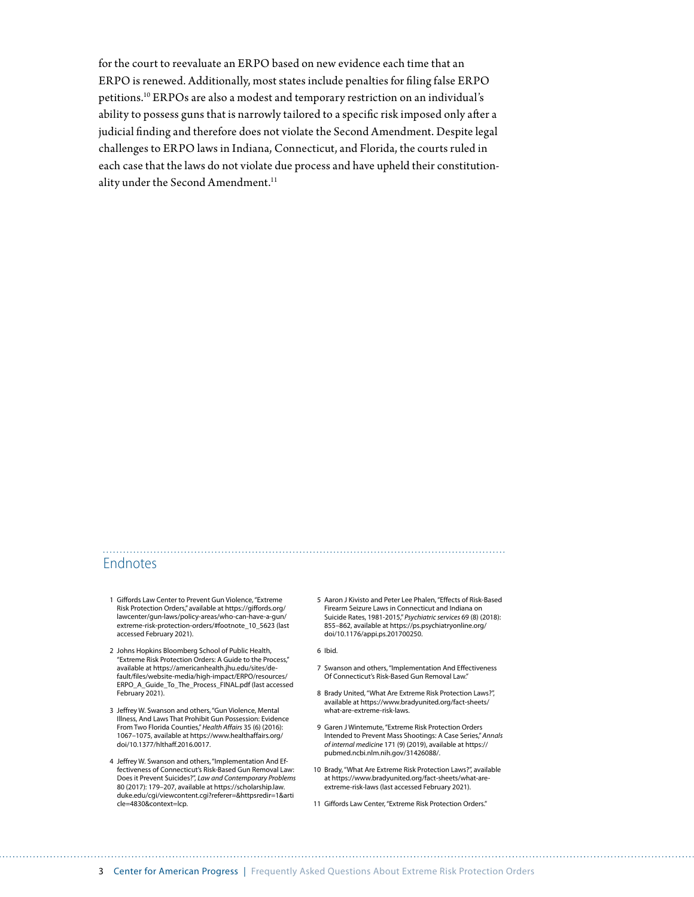for the court to reevaluate an ERPO based on new evidence each time that an ERPO is renewed. Additionally, most states include penalties for filing false ERPO petitions.[10] ERPOs are also a modest and temporary restriction on an individual's ability to possess guns that is narrowly tailored to a specific risk imposed only after a judicial finding and therefore does not violate the Second Amendment. Despite legal challenges to ERPO laws in Indiana, Connecticut, and Florida, the courts ruled in each case that the laws do not violate due process and have upheld their constitutionality under the Second Amendment.[11]

## Endnotes

1. Giffords Law Center to Prevent Gun Violence, "Extreme Risk Protection Orders," available at https://giffords.org/lawcenter/gun-laws/policy-areas/who-can-have-a-gun/extreme-risk-protection-orders/#footnote_10_5623 (last accessed February 2021).
2. Johns Hopkins Bloomberg School of Public Health, "Extreme Risk Protection Orders: A Guide to the Process," available at https://americanhealth.jhu.edu/sites/default/files/website-media/high-impact/ERPO/resources/ERPO_A_Guide_To_The_Process_FINAL.pdf (last accessed February 2021).
3. Jeffrey W. Swanson and others, "Gun Violence, Mental Illness, And Laws That Prohibit Gun Possession: Evidence From Two Florida Counties," *Health Affairs* 35 (6) (2016): 1067–1075, available at https://www.healthaffairs.org/doi/10.1377/hlthaff.2016.0017.
4. Jeffrey W. Swanson and others, "Implementation And Effectiveness of Connecticut's Risk-Based Gun Removal Law: Does it Prevent Suicides?", *Law and Contemporary Problems* 80 (2017): 179–207, available at https://scholarship.law.duke.edu/cgi/viewcontent.cgi?referer=&httpsredir=1&article=4830&context=lcp.
5. Aaron J Kivisto and Peter Lee Phalen, "Effects of Risk-Based Firearm Seizure Laws in Connecticut and Indiana on Suicide Rates, 1981-2015," *Psychiatric services* 69 (8) (2018): 855–862, available at https://ps.psychiatryonline.org/doi/10.1176/appi.ps.201700250.
6. Ibid.
7. Swanson and others, "Implementation And Effectiveness Of Connecticut's Risk-Based Gun Removal Law."
8. Brady United, "What Are Extreme Risk Protection Laws?", available at https://www.bradyunited.org/fact-sheets/what-are-extreme-risk-laws.
9. Garen J Wintemute, "Extreme Risk Protection Orders Intended to Prevent Mass Shootings: A Case Series," *Annals of internal medicine* 171 (9) (2019), available at https://pubmed.ncbi.nlm.nih.gov/31426088/.
10. Brady, "What Are Extreme Risk Protection Laws?", available at https://www.bradyunited.org/fact-sheets/what-are-extreme-risk-laws (last accessed February 2021).
11. Giffords Law Center, "Extreme Risk Protection Orders."